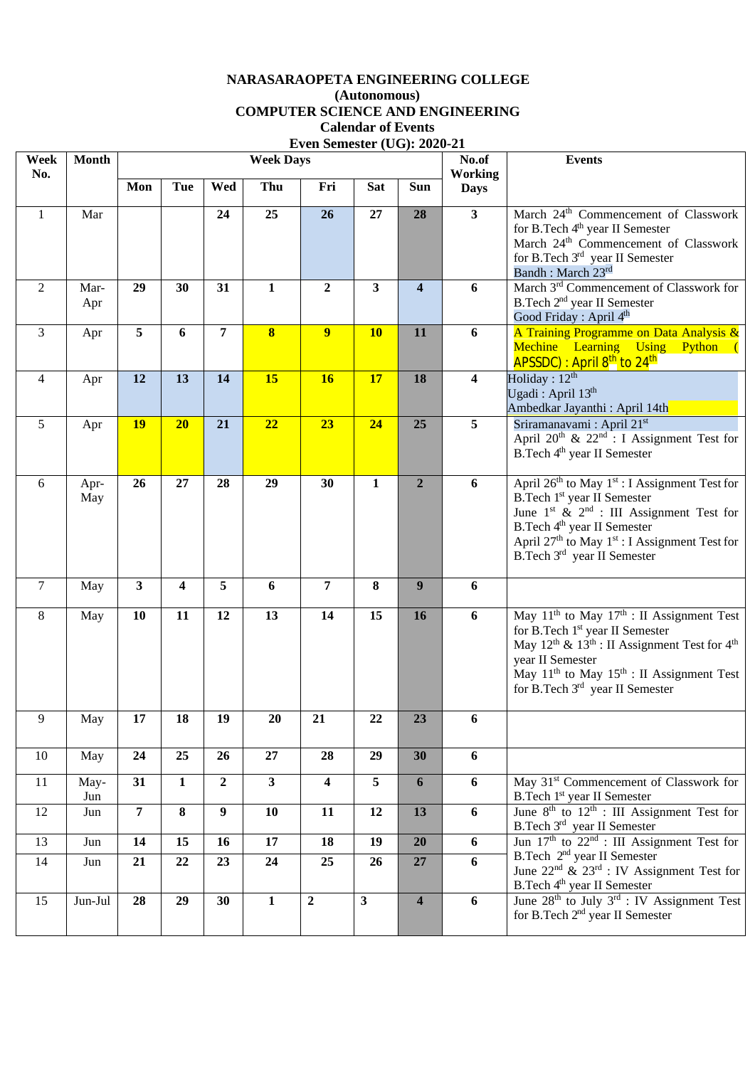**NARASARAOPETA ENGINEERING COLLEGE**
**(Autonomous)**
**COMPUTER SCIENCE AND ENGINEERING**
**Calendar of Events**
**Even Semester (UG): 2020-21**

| Week No. | Month | Week Days | | | | | | | No.of Working Days | Events |
|---|---|---|---|---|---|---|---|---|---|---|
| | | Mon | Tue | Wed | Thu | Fri | Sat | Sun | | |
| 1 | Mar | | | 24 | 25 | 26 | 27 | 28 | 3 | March 24th Commencement of Classwork for B.Tech 4th year II Semester<br>March 24th Commencement of Classwork for B.Tech 3rd year II Semester<br>Bandh : March 23rd |
| 2 | Mar-Apr | 29 | 30 | 31 | 1 | 2 | 3 | 4 | 6 | March 3rd Commencement of Classwork for B.Tech 2nd year II Semester<br>Good Friday : April 4th |
| 3 | Apr | 5 | 6 | 7 | 8 | 9 | 10 | 11 | 6 | A Training Programme on Data Analysis & Mechine Learning Using Python ( APSSDC) : April 8th to 24th |
| 4 | Apr | 12 | 13 | 14 | 15 | 16 | 17 | 18 | 4 | Holiday : 12th<br>Ugadi : April 13th<br>Ambedkar Jayanthi : April 14th |
| 5 | Apr | 19 | 20 | 21 | 22 | 23 | 24 | 25 | 5 | Sriramanavami : April 21st<br>April 20th & 22nd : I Assignment Test for B.Tech 4th year II Semester |
| 6 | Apr-May | 26 | 27 | 28 | 29 | 30 | 1 | 2 | 6 | April 26th to May 1st : I Assignment Test for B.Tech 1st year II Semester<br>June 1st & 2nd : III Assignment Test for B.Tech 4th year II Semester<br>April 27th to May 1st : I Assignment Test for B.Tech 3rd year II Semester |
| 7 | May | 3 | 4 | 5 | 6 | 7 | 8 | 9 | 6 | |
| 8 | May | 10 | 11 | 12 | 13 | 14 | 15 | 16 | 6 | May 11th to May 17th : II Assignment Test for B.Tech 1st year II Semester<br>May 12th & 13th : II Assignment Test for 4th year II Semester<br>May 11th to May 15th : II Assignment Test for B.Tech 3rd year II Semester |
| 9 | May | 17 | 18 | 19 | 20 | 21 | 22 | 23 | 6 | |
| 10 | May | 24 | 25 | 26 | 27 | 28 | 29 | 30 | 6 | |
| 11 | May-Jun | 31 | 1 | 2 | 3 | 4 | 5 | 6 | 6 | May 31st Commencement of Classwork for B.Tech 1st year II Semester |
| 12 | Jun | 7 | 8 | 9 | 10 | 11 | 12 | 13 | 6 | June 8th to 12th : III Assignment Test for B.Tech 3rd year II Semester |
| 13 | Jun | 14 | 15 | 16 | 17 | 18 | 19 | 20 | 6 | Jun 17th to 22nd : III Assignment Test for B.Tech 2nd year II Semester<br>June 22nd & 23rd : IV Assignment Test for B.Tech 4th year II Semester |
| 14 | Jun | 21 | 22 | 23 | 24 | 25 | 26 | 27 | 6 | |
| 15 | Jun-Jul | 28 | 29 | 30 | 1 | 2 | 3 | 4 | 6 | June 28th to July 3rd : IV Assignment Test for B.Tech 2nd year II Semester |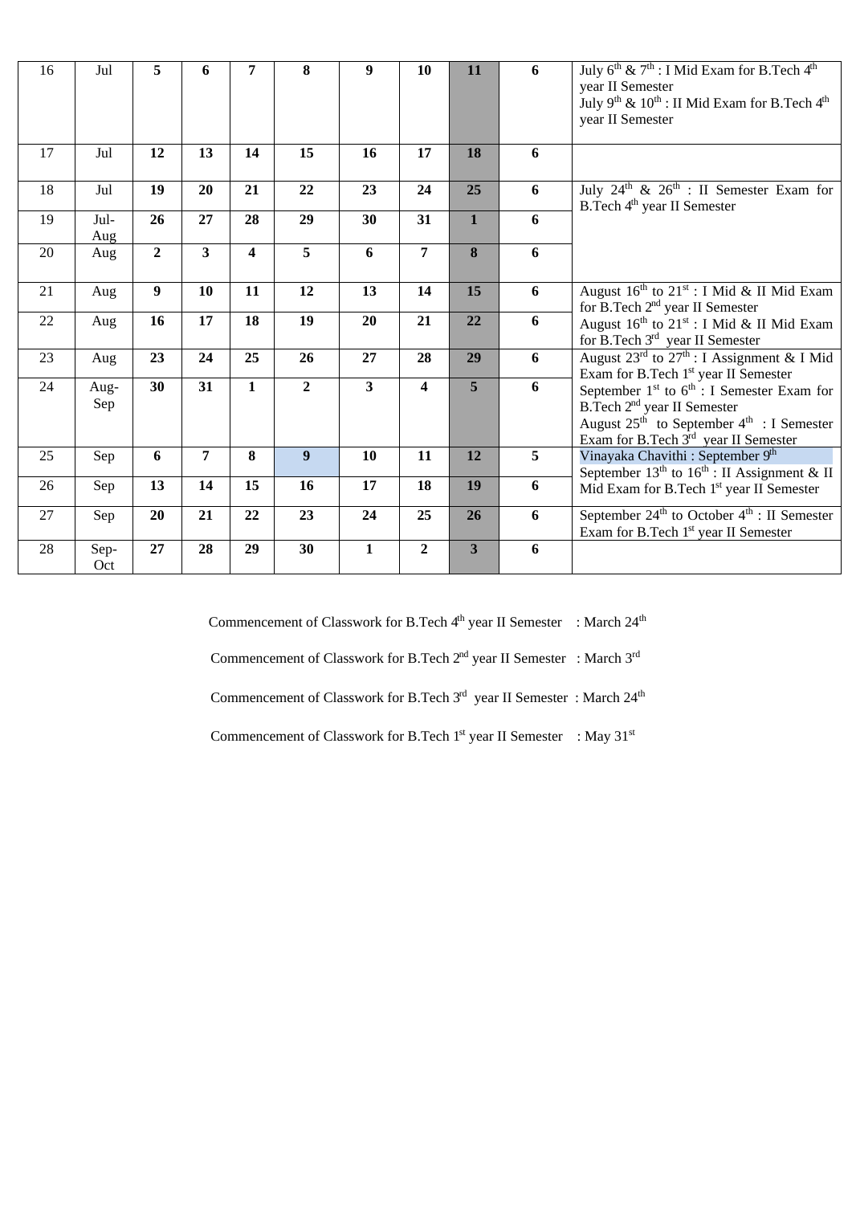| | | | | | | | | | | |
|---|---|---|---|---|---|---|---|---|---|---|
| 16 | Jul | **5** | **6** | **7** | **8** | **9** | **10** | **11** | **6** | July 6th & 7th : I Mid Exam for B.Tech 4th year II Semester<br>July 9th & 10th : II Mid Exam for B.Tech 4th year II Semester |
| 17 | Jul | **12** | **13** | **14** | **15** | **16** | **17** | **18** | **6** | |
| 18 | Jul | **19** | **20** | **21** | **22** | **23** | **24** | **25** | **6** | July 24th & 26th : II Semester Exam for B.Tech 4th year II Semester |
| 19 | Jul-Aug | **26** | **27** | **28** | **29** | **30** | **31** | **1** | **6** | |
| 20 | Aug | **2** | **3** | **4** | **5** | **6** | **7** | **8** | **6** | |
| 21 | Aug | **9** | **10** | **11** | **12** | **13** | **14** | **15** | **6** | August 16th to 21st : I Mid & II Mid Exam for B.Tech 2nd year II Semester |
| 22 | Aug | **16** | **17** | **18** | **19** | **20** | **21** | **22** | **6** | August 16th to 21st : I Mid & II Mid Exam for B.Tech 3rd year II Semester |
| 23 | Aug | **23** | **24** | **25** | **26** | **27** | **28** | **29** | **6** | August 23rd to 27th : I Assignment & I Mid Exam for B.Tech 1st year II Semester |
| 24 | Aug-Sep | **30** | **31** | **1** | **2** | **3** | **4** | **5** | **6** | September 1st to 6th : I Semester Exam for B.Tech 2nd year II Semester<br>August 25th to September 4th : I Semester Exam for B.Tech 3rd year II Semester |
| 25 | Sep | **6** | **7** | **8** | **9** | **10** | **11** | **12** | **5** | Vinayaka Chavithi : September 9th<br>September 13th to 16th : II Assignment & II Mid Exam for B.Tech 1st year II Semester |
| 26 | Sep | **13** | **14** | **15** | **16** | **17** | **18** | **19** | **6** | |
| 27 | Sep | **20** | **21** | **22** | **23** | **24** | **25** | **26** | **6** | September 24th to October 4th : II Semester Exam for B.Tech 1st year II Semester |
| 28 | Sep-Oct | **27** | **28** | **29** | **30** | **1** | **2** | **3** | **6** | |

Commencement of Classwork for B.Tech 4th year II Semester : March 24th

Commencement of Classwork for B.Tech 2nd year II Semester : March 3rd

Commencement of Classwork for B.Tech 3rd year II Semester : March 24th

Commencement of Classwork for B.Tech 1st year II Semester : May 31st